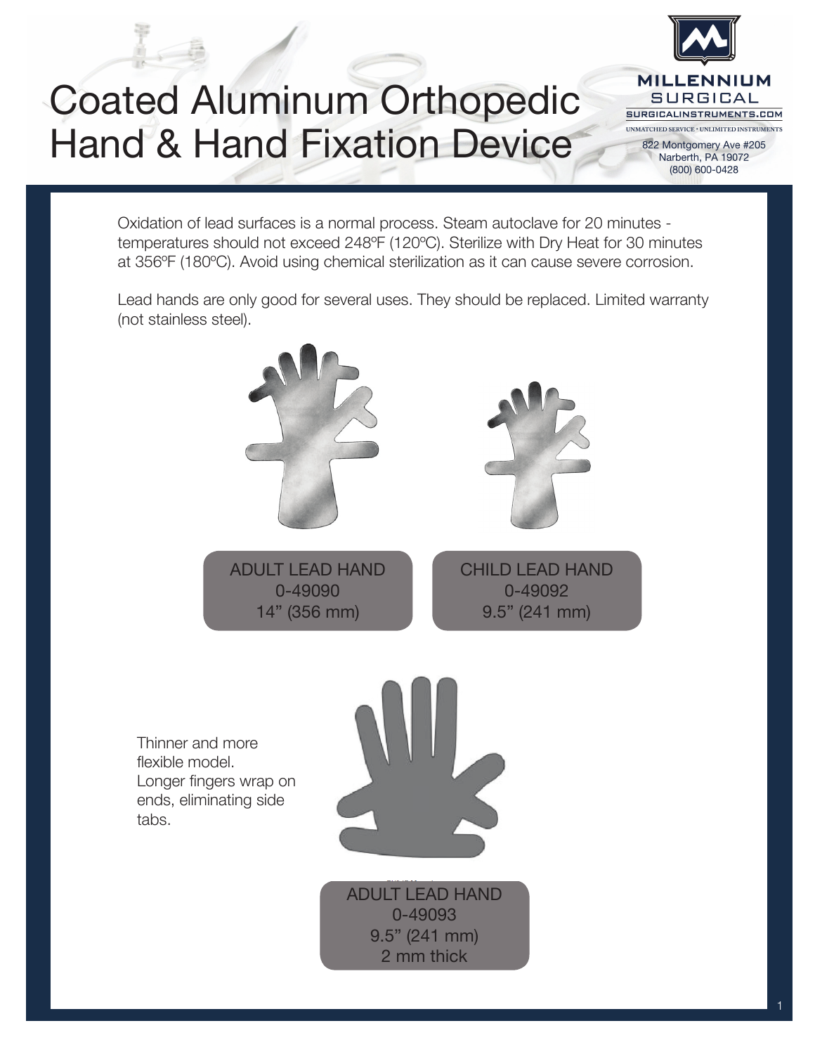# Coated Aluminum Orthopedic Hand & Hand Fixation Device

MILLENNIUM SURGICAL
SURGICALINSTRUMENTS.COM
UNMATCHED SERVICE • UNLIMITED INSTRUMENTS
822 Montgomery Ave #205
Narberth, PA 19072
(800) 600-0428

Oxidation of lead surfaces is a normal process. Steam autoclave for 20 minutes - temperatures should not exceed 248ºF (120ºC). Sterilize with Dry Heat for 30 minutes at 356ºF (180ºC). Avoid using chemical sterilization as it can cause severe corrosion.

Lead hands are only good for several uses. They should be replaced. Limited warranty (not stainless steel).

ADULT LEAD HAND
0-49090
14” (356 mm)

CHILD LEAD HAND
0-49092
9.5” (241 mm)

Thinner and more flexible model.
Longer fingers wrap on ends, eliminating side tabs.

ADULT LEAD HAND
0-49093
9.5” (241 mm)
2 mm thick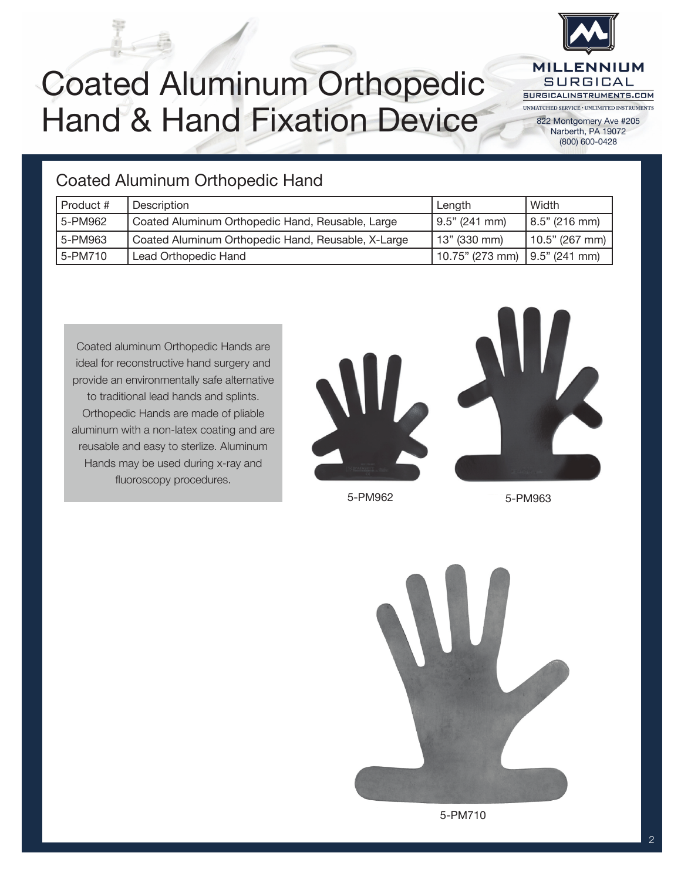# Coated Aluminum Orthopedic Hand & Hand Fixation Device

**MILLENNIUM SURGICAL**
SURGICALINSTRUMENTS.COM
UNMATCHED SERVICE • UNLIMITED INSTRUMENTS
822 Montgomery Ave #205
Narberth, PA 19072
(800) 600-0428

## Coated Aluminum Orthopedic Hand

| Product # | Description | Length | Width |
|---|---|---|---|
| 5-PM962 | Coated Aluminum Orthopedic Hand, Reusable, Large | 9.5" (241 mm) | 8.5" (216 mm) |
| 5-PM963 | Coated Aluminum Orthopedic Hand, Reusable, X-Large | 13" (330 mm) | 10.5" (267 mm) |
| 5-PM710 | Lead Orthopedic Hand | 10.75" (273 mm) | 9.5" (241 mm) |

Coated aluminum Orthopedic Hands are ideal for reconstructive hand surgery and provide an environmentally safe alternative to traditional lead hands and splints. Orthopedic Hands are made of pliable aluminum with a non-latex coating and are reusable and easy to sterlize. Aluminum Hands may be used during x-ray and fluoroscopy procedures.

5-PM962

5-PM963

5-PM710